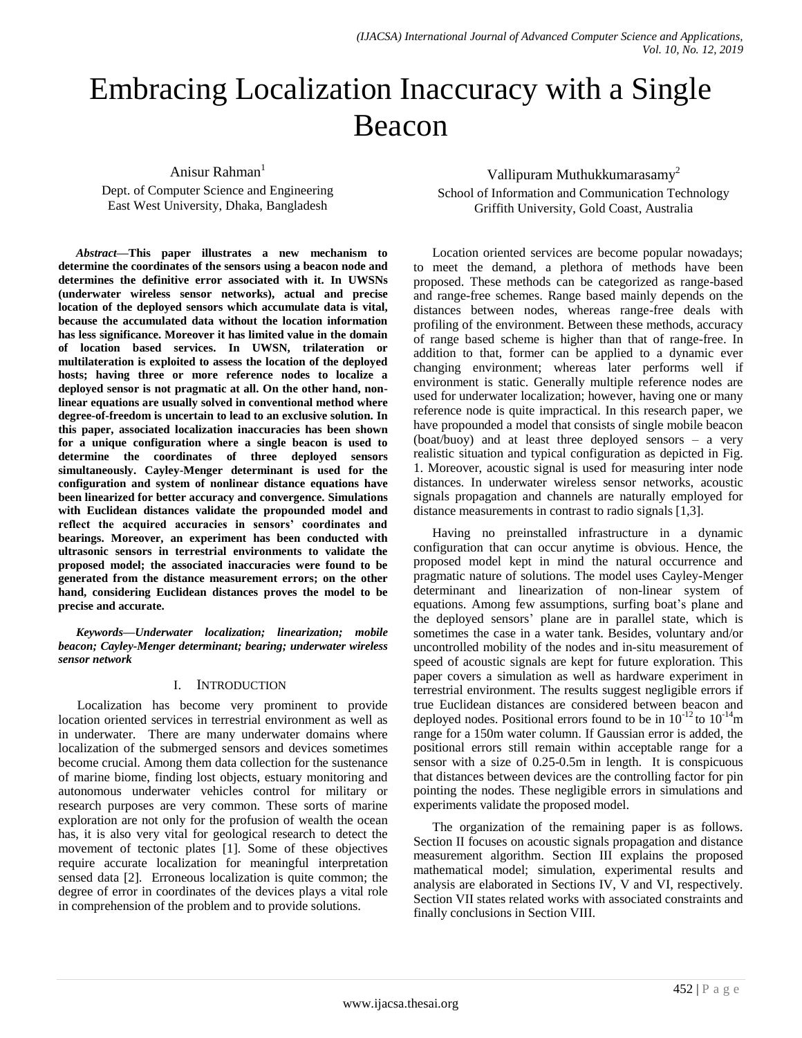# Embracing Localization Inaccuracy with a Single Beacon

Anisur Rahman[1]
Dept. of Computer Science and Engineering
East West University, Dhaka, Bangladesh

Vallipuram Muthukkumarasamy[2]
School of Information and Communication Technology
Griffith University, Gold Coast, Australia

***Abstract*—This paper illustrates a new mechanism to determine the coordinates of the sensors using a beacon node and determines the definitive error associated with it. In UWSNs (underwater wireless sensor networks), actual and precise location of the deployed sensors which accumulate data is vital, because the accumulated data without the location information has less significance. Moreover it has limited value in the domain of location based services. In UWSN, trilateration or multilateration is exploited to assess the location of the deployed hosts; having three or more reference nodes to localize a deployed sensor is not pragmatic at all. On the other hand, non-linear equations are usually solved in conventional method where degree-of-freedom is uncertain to lead to an exclusive solution. In this paper, associated localization inaccuracies has been shown for a unique configuration where a single beacon is used to determine the coordinates of three deployed sensors simultaneously. Cayley-Menger determinant is used for the configuration and system of nonlinear distance equations have been linearized for better accuracy and convergence. Simulations with Euclidean distances validate the propounded model and reflect the acquired accuracies in sensors' coordinates and bearings. Moreover, an experiment has been conducted with ultrasonic sensors in terrestrial environments to validate the proposed model; the associated inaccuracies were found to be generated from the distance measurement errors; on the other hand, considering Euclidean distances proves the model to be precise and accurate.**

***Keywords*—*Underwater localization; linearization; mobile beacon; Cayley-Menger determinant; bearing; underwater wireless sensor network***

## I. Introduction

Localization has become very prominent to provide location oriented services in terrestrial environment as well as in underwater. There are many underwater domains where localization of the submerged sensors and devices sometimes become crucial. Among them data collection for the sustenance of marine biome, finding lost objects, estuary monitoring and autonomous underwater vehicles control for military or research purposes are very common. These sorts of marine exploration are not only for the profusion of wealth the ocean has, it is also very vital for geological research to detect the movement of tectonic plates [1]. Some of these objectives require accurate localization for meaningful interpretation sensed data [2]. Erroneous localization is quite common; the degree of error in coordinates of the devices plays a vital role in comprehension of the problem and to provide solutions.

Location oriented services are become popular nowadays; to meet the demand, a plethora of methods have been proposed. These methods can be categorized as range-based and range-free schemes. Range based mainly depends on the distances between nodes, whereas range-free deals with profiling of the environment. Between these methods, accuracy of range based scheme is higher than that of range-free. In addition to that, former can be applied to a dynamic ever changing environment; whereas later performs well if environment is static. Generally multiple reference nodes are used for underwater localization; however, having one or many reference node is quite impractical. In this research paper, we have propounded a model that consists of single mobile beacon (boat/buoy) and at least three deployed sensors – a very realistic situation and typical configuration as depicted in Fig. 1. Moreover, acoustic signal is used for measuring inter node distances. In underwater wireless sensor networks, acoustic signals propagation and channels are naturally employed for distance measurements in contrast to radio signals [1,3].

Having no preinstalled infrastructure in a dynamic configuration that can occur anytime is obvious. Hence, the proposed model kept in mind the natural occurrence and pragmatic nature of solutions. The model uses Cayley-Menger determinant and linearization of non-linear system of equations. Among few assumptions, surfing boat's plane and the deployed sensors' plane are in parallel state, which is sometimes the case in a water tank. Besides, voluntary and/or uncontrolled mobility of the nodes and in-situ measurement of speed of acoustic signals are kept for future exploration. This paper covers a simulation as well as hardware experiment in terrestrial environment. The results suggest negligible errors if true Euclidean distances are considered between beacon and deployed nodes. Positional errors found to be in $10^{-12}$ to $10^{-14}$m range for a 150m water column. If Gaussian error is added, the positional errors still remain within acceptable range for a sensor with a size of 0.25-0.5m in length. It is conspicuous that distances between devices are the controlling factor for pin pointing the nodes. These negligible errors in simulations and experiments validate the proposed model.

The organization of the remaining paper is as follows. Section II focuses on acoustic signals propagation and distance measurement algorithm. Section III explains the proposed mathematical model; simulation, experimental results and analysis are elaborated in Sections IV, V and VI, respectively. Section VII states related works with associated constraints and finally conclusions in Section VIII.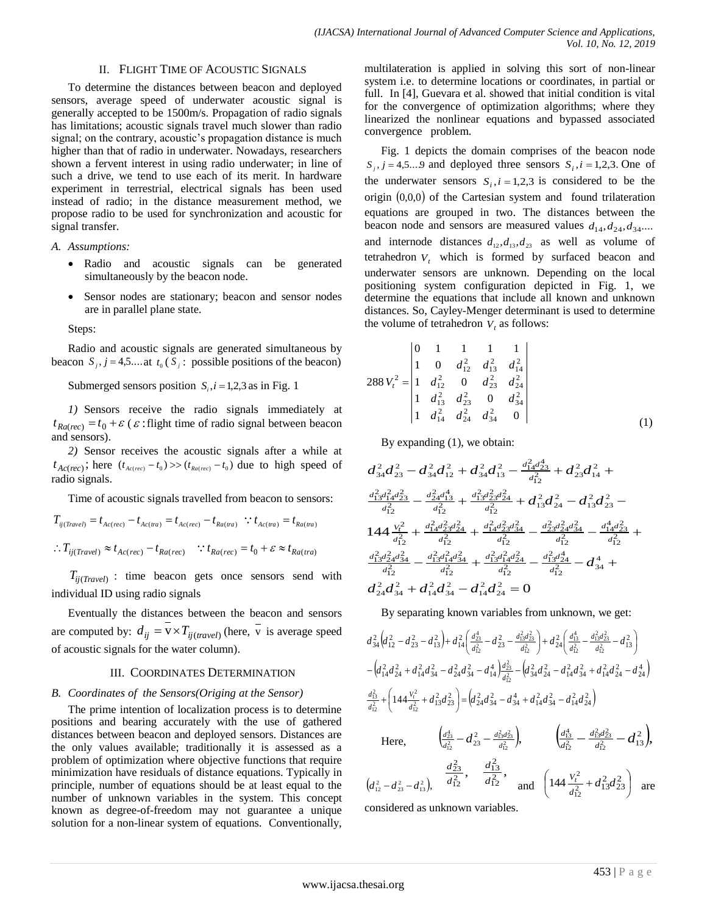## II. Flight Time of Acoustic Signals

To determine the distances between beacon and deployed sensors, average speed of underwater acoustic signal is generally accepted to be 1500m/s. Propagation of radio signals has limitations; acoustic signals travel much slower than radio signal; on the contrary, acoustic's propagation distance is much higher than that of radio in underwater. Nowadays, researchers shown a fervent interest in using radio underwater; in line of such a drive, we tend to use each of its merit. In hardware experiment in terrestrial, electrical signals has been used instead of radio; in the distance measurement method, we propose radio to be used for synchronization and acoustic for signal transfer.

### A. Assumptions:

- Radio and acoustic signals can be generated simultaneously by the beacon node.
- Sensor nodes are stationary; beacon and sensor nodes are in parallel plane state.

Steps:

Radio and acoustic signals are generated simultaneous by beacon $S_j, j=4,5....$ at $t_0$ ( $S_j$ : possible positions of the beacon)

Submerged sensors position $S_i, i=1,2,3$ as in Fig. 1

*1)* Sensors receive the radio signals immediately at $t_{Ra(rec)} = t_0 + \varepsilon$ ( $\varepsilon$ : flight time of radio signal between beacon and sensors).

*2)* Sensor receives the acoustic signals after a while at $t_{Ac(rec)}$; here $(t_{Ac(rec)} - t_0) >> (t_{Ra(rec)} - t_0)$ due to high speed of radio signals.

Time of acoustic signals travelled from beacon to sensors:

$$T_{ij(Travel)} = t_{Ac(rec)} - t_{Ac(tra)} = t_{Ac(rec)} - t_{Ra(tra)} \quad \because t_{Ac(tra)} = t_{Ra(tra)}$$

$$\therefore T_{ij(Travel)} \approx t_{Ac(rec)} - t_{Ra(rec)} \quad \because t_{Ra(rec)} = t_0 + \varepsilon \approx t_{Ra(tra)}$$

$T_{ij(Travel)}$ : time beacon gets once sensors send with individual ID using radio signals

Eventually the distances between the beacon and sensors are computed by: $d_{ij} = \overline{\mathrm{v}} \times T_{ij(travel)}$ (here, $\overline{\mathrm{v}}$ is average speed of acoustic signals for the water column).

## III. Coordinates Determination

### B. Coordinates of the Sensors(Origing at the Sensor)

The prime intention of localization process is to determine positions and bearing accurately with the use of gathered distances between beacon and deployed sensors. Distances are the only values available; traditionally it is assessed as a problem of optimization where objective functions that require minimization have residuals of distance equations. Typically in principle, number of equations should be at least equal to the number of unknown variables in the system. This concept known as degree-of-freedom may not guarantee a unique solution for a non-linear system of equations. Conventionally, multilateration is applied in solving this sort of non-linear system i.e. to determine locations or coordinates, in partial or full. In [4], Guevara et al. showed that initial condition is vital for the convergence of optimization algorithms; where they linearized the nonlinear equations and bypassed associated convergence problem.

Fig. 1 depicts the domain comprises of the beacon node $S_j, j=4,5...9$ and deployed three sensors $S_i, i=1,2,3$. One of the underwater sensors $S_i, i=1,2,3$ is considered to be the origin $(0,0,0)$ of the Cartesian system and found trilateration equations are grouped in two. The distances between the beacon node and sensors are measured values $d_{14}, d_{24}, d_{34}....$ and internode distances $d_{12}, d_{13}, d_{23}$ as well as volume of tetrahedron $V_t$ which is formed by surfaced beacon and underwater sensors are unknown. Depending on the local positioning system configuration depicted in Fig. 1, we determine the equations that include all known and unknown distances. So, Cayley-Menger determinant is used to determine the volume of tetrahedron $V_t$ as follows:

$$288\,V_t^2 = \begin{vmatrix} 0 & 1 & 1 & 1 & 1 \\ 1 & 0 & d_{12}^2 & d_{13}^2 & d_{14}^2 \\ 1 & d_{12}^2 & 0 & d_{23}^2 & d_{24}^2 \\ 1 & d_{13}^2 & d_{23}^2 & 0 & d_{34}^2 \\ 1 & d_{14}^2 & d_{24}^2 & d_{34}^2 & 0 \end{vmatrix} \tag{1}$$

By expanding (1), we obtain:

$$d_{34}^2 d_{23}^2 - d_{34}^2 d_{12}^2 + d_{34}^2 d_{13}^2 - \tfrac{d_{14}^2 d_{23}^4}{d_{12}^2} + d_{23}^2 d_{14}^2 + \tfrac{d_{13}^2 d_{14}^2 d_{23}^2}{d_{12}^2} - \tfrac{d_{24}^2 d_{13}^4}{d_{12}^2} + \tfrac{d_{13}^2 d_{23}^2 d_{24}^2}{d_{12}^2} + d_{13}^2 d_{24}^2 - d_{13}^2 d_{23}^2 - 144\tfrac{V_t^2}{d_{12}^2} + \tfrac{d_{14}^2 d_{23}^2 d_{24}^2}{d_{12}^2} + \tfrac{d_{14}^2 d_{23}^2 d_{34}^2}{d_{12}^2} - \tfrac{d_{23}^2 d_{24}^2 d_{34}^2}{d_{12}^2} - \tfrac{d_{14}^4 d_{23}^2}{d_{12}^2} + \tfrac{d_{13}^2 d_{24}^2 d_{34}^2}{d_{12}^2} - \tfrac{d_{13}^2 d_{14}^2 d_{34}^2}{d_{12}^2} + \tfrac{d_{13}^2 d_{14}^2 d_{24}^2}{d_{12}^2} - \tfrac{d_{13}^2 d_{24}^4}{d_{12}^2} - d_{34}^4 + d_{24}^2 d_{34}^2 + d_{14}^2 d_{34}^2 - d_{14}^2 d_{24}^2 = 0$$

By separating known variables from unknown, we get:

$$d_{34}^2\left(d_{12}^2 - d_{23}^2 - d_{13}^2\right) + d_{14}^2\left(\tfrac{d_{23}^4}{d_{12}^2} - d_{23}^2 - \tfrac{d_{13}^2 d_{23}^2}{d_{12}^2}\right) + d_{24}^2\left(\tfrac{d_{13}^4}{d_{12}^2} - \tfrac{d_{13}^2 d_{23}^2}{d_{12}^2} - d_{13}^2\right) - \left(d_{14}^2 d_{24}^2 + d_{14}^2 d_{34}^2 - d_{24}^2 d_{34}^2 - d_{14}^4\right)\tfrac{d_{23}^2}{d_{12}^2} - \left(d_{34}^2 d_{24}^2 - d_{14}^2 d_{34}^2 + d_{14}^2 d_{24}^2 - d_{24}^4\right)\tfrac{d_{13}^2}{d_{12}^2} + \left(144\tfrac{V_t^2}{d_{12}^2} + d_{13}^2 d_{23}^2\right) = \left(d_{24}^2 d_{34}^2 - d_{34}^4 + d_{14}^2 d_{34}^2 - d_{14}^2 d_{24}^2\right)$$

Here, $\left(\tfrac{d_{23}^4}{d_{12}^2} - d_{23}^2 - \tfrac{d_{13}^2 d_{23}^2}{d_{12}^2}\right)$, $\left(\tfrac{d_{13}^4}{d_{12}^2} - \tfrac{d_{13}^2 d_{23}^2}{d_{12}^2} - d_{13}^2\right)$, $\left(d_{12}^2 - d_{23}^2 - d_{13}^2\right)$, $\tfrac{d_{23}^2}{d_{12}^2}$, $\tfrac{d_{13}^2}{d_{12}^2}$, and $\left(144\tfrac{V_t^2}{d_{12}^2} + d_{13}^2 d_{23}^2\right)$ are considered as unknown variables.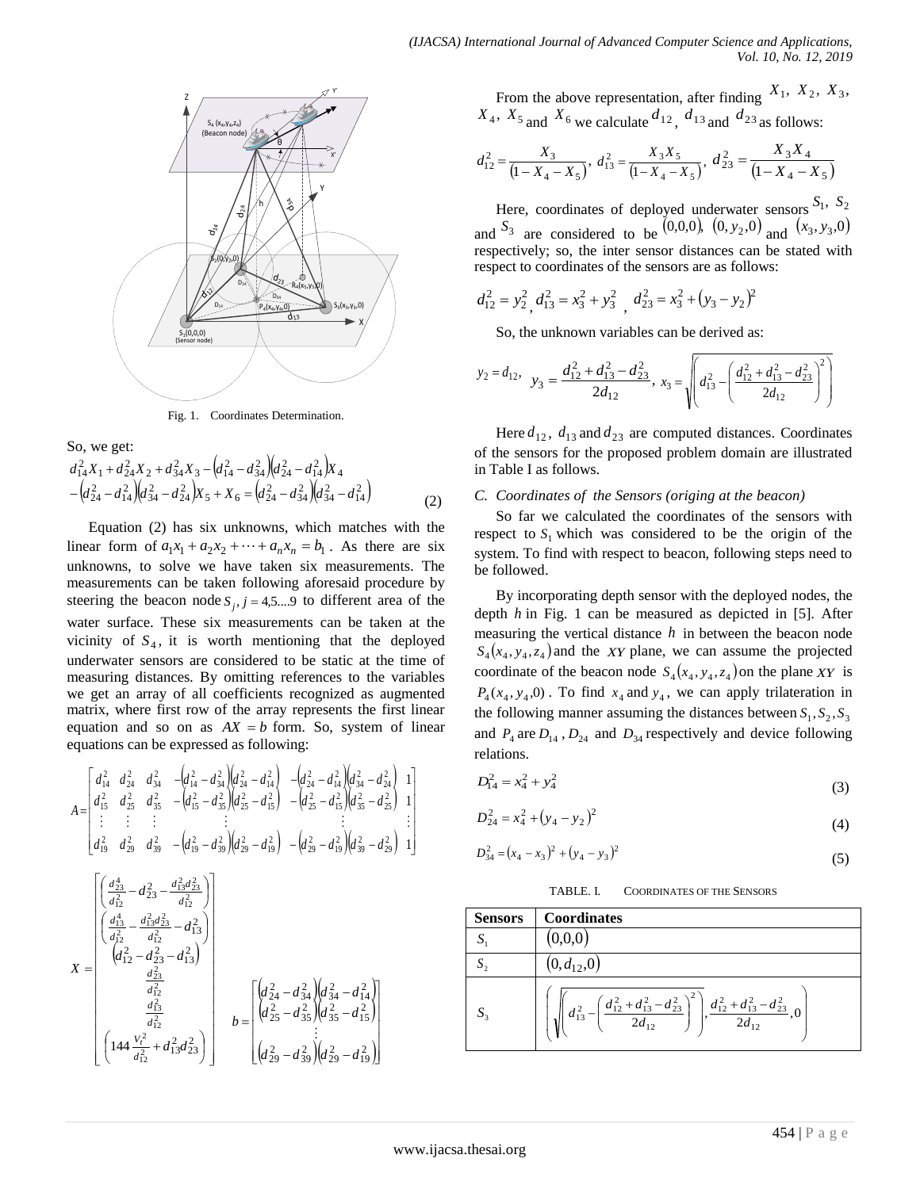Fig. 1. Coordinates Determination.

So, we get:

$$d_{14}^2 X_1 + d_{24}^2 X_2 + d_{34}^2 X_3 - \left(d_{14}^2 - d_{34}^2\right)\left(d_{24}^2 - d_{14}^2\right)X_4 - \left(d_{24}^2 - d_{14}^2\right)\left(d_{34}^2 - d_{24}^2\right)X_5 + X_6 = \left(d_{24}^2 - d_{34}^2\right)\left(d_{34}^2 - d_{14}^2\right) \tag{2}$$

Equation (2) has six unknowns, which matches with the linear form of $a_1x_1 + a_2x_2 + \cdots + a_nx_n = b_1$. As there are six unknowns, to solve we have taken six measurements. The measurements can be taken following aforesaid procedure by steering the beacon node $S_j, j = 4,5....9$ to different area of the water surface. These six measurements can be taken at the vicinity of $S_4$, it is worth mentioning that the deployed underwater sensors are considered to be static at the time of measuring distances. By omitting references to the variables we get an array of all coefficients recognized as augmented matrix, where first row of the array represents the first linear equation and so on as $AX = b$ form. So, system of linear equations can be expressed as following:

$$A = \begin{bmatrix} d_{14}^2 & d_{24}^2 & d_{34}^2 & -\left(d_{14}^2 - d_{34}^2\right)\left(d_{24}^2 - d_{14}^2\right) & -\left(d_{24}^2 - d_{14}^2\right)\left(d_{34}^2 - d_{24}^2\right) & 1 \\ d_{15}^2 & d_{25}^2 & d_{35}^2 & -\left(d_{15}^2 - d_{35}^2\right)\left(d_{25}^2 - d_{15}^2\right) & -\left(d_{25}^2 - d_{15}^2\right)\left(d_{35}^2 - d_{25}^2\right) & 1 \\ \vdots & \vdots & \vdots & \vdots & \vdots & \vdots \\ d_{19}^2 & d_{29}^2 & d_{39}^2 & -\left(d_{19}^2 - d_{39}^2\right)\left(d_{29}^2 - d_{19}^2\right) & -\left(d_{29}^2 - d_{19}^2\right)\left(d_{39}^2 - d_{29}^2\right) & 1 \end{bmatrix}$$

$$X = \begin{bmatrix} \left(\frac{d_{23}^4}{d_{12}^2} - d_{23}^2 - \frac{d_{13}^2 d_{23}^2}{d_{12}^2}\right) \\ \left(\frac{d_{13}^4}{d_{12}^2} - \frac{d_{13}^2 d_{23}^2}{d_{12}^2} - d_{13}^2\right) \\ \left(d_{12}^2 - d_{23}^2 - d_{13}^2\right) \\ \frac{d_{23}^2}{d_{12}^2} \\ \frac{d_{13}^2}{d_{12}^2} \\ \left(144\frac{V_t^2}{d_{12}^2} + d_{13}^2 d_{23}^2\right) \end{bmatrix} \quad b = \begin{bmatrix} \left(d_{24}^2 - d_{34}^2\right)\left(d_{34}^2 - d_{14}^2\right) \\ \left(d_{25}^2 - d_{35}^2\right)\left(d_{35}^2 - d_{15}^2\right) \\ \vdots \\ \left(d_{29}^2 - d_{39}^2\right)\left(d_{29}^2 - d_{19}^2\right) \end{bmatrix}$$

From the above representation, after finding $X_1, X_2, X_3, X_4, X_5$ and $X_6$ we calculate $d_{12}$, $d_{13}$ and $d_{23}$ as follows:

$$d_{12}^2 = \frac{X_3}{\left(1 - X_4 - X_5\right)},\ d_{13}^2 = \frac{X_3 X_5}{\left(1 - X_4 - X_5\right)},\ d_{23}^2 = \frac{X_3 X_4}{\left(1 - X_4 - X_5\right)}$$

Here, coordinates of deployed underwater sensors $S_1$, $S_2$ and $S_3$ are considered to be $(0,0,0)$, $(0, y_2, 0)$ and $(x_3, y_3, 0)$ respectively; so, the inter sensor distances can be stated with respect to coordinates of the sensors are as follows:

$$d_{12}^2 = y_2^2,\ d_{13}^2 = x_3^2 + y_3^2,\ d_{23}^2 = x_3^2 + \left(y_3 - y_2\right)^2$$

So, the unknown variables can be derived as:

$$y_2 = d_{12},\ y_3 = \frac{d_{12}^2 + d_{13}^2 - d_{23}^2}{2d_{12}},\ x_3 = \sqrt{\left(d_{13}^2 - \left(\frac{d_{12}^2 + d_{13}^2 - d_{23}^2}{2d_{12}}\right)^2\right)}$$

Here $d_{12}$, $d_{13}$ and $d_{23}$ are computed distances. Coordinates of the sensors for the proposed problem domain are illustrated in Table I as follows.

### C. Coordinates of the Sensors (origing at the beacon)

So far we calculated the coordinates of the sensors with respect to $S_1$ which was considered to be the origin of the system. To find with respect to beacon, following steps need to be followed.

By incorporating depth sensor with the deployed nodes, the depth $h$ in Fig. 1 can be measured as depicted in [5]. After measuring the vertical distance $h$ in between the beacon node $S_4(x_4, y_4, z_4)$ and the $XY$ plane, we can assume the projected coordinate of the beacon node $S_4(x_4, y_4, z_4)$ on the plane $XY$ is $P_4(x_4, y_4, 0)$. To find $x_4$ and $y_4$, we can apply trilateration in the following manner assuming the distances between $S_1, S_2, S_3$ and $P_4$ are $D_{14}$, $D_{24}$ and $D_{34}$ respectively and device following relations.

$$D_{14}^2 = x_4^2 + y_4^2 \tag{3}$$

$$D_{24}^2 = x_4^2 + \left(y_4 - y_2\right)^2 \tag{4}$$

$$D_{34}^2 = \left(x_4 - x_3\right)^2 + \left(y_4 - y_3\right)^2 \tag{5}$$

TABLE I. COORDINATES OF THE SENSORS

| Sensors | Coordinates |
|---|---|
| $S_1$ | $(0,0,0)$ |
| $S_2$ | $(0, d_{12}, 0)$ |
| $S_3$ | $\left(\sqrt{\left(d_{13}^2 - \left(\frac{d_{12}^2 + d_{13}^2 - d_{23}^2}{2d_{12}}\right)^2\right)}, \frac{d_{12}^2 + d_{13}^2 - d_{23}^2}{2d_{12}}, 0\right)$ |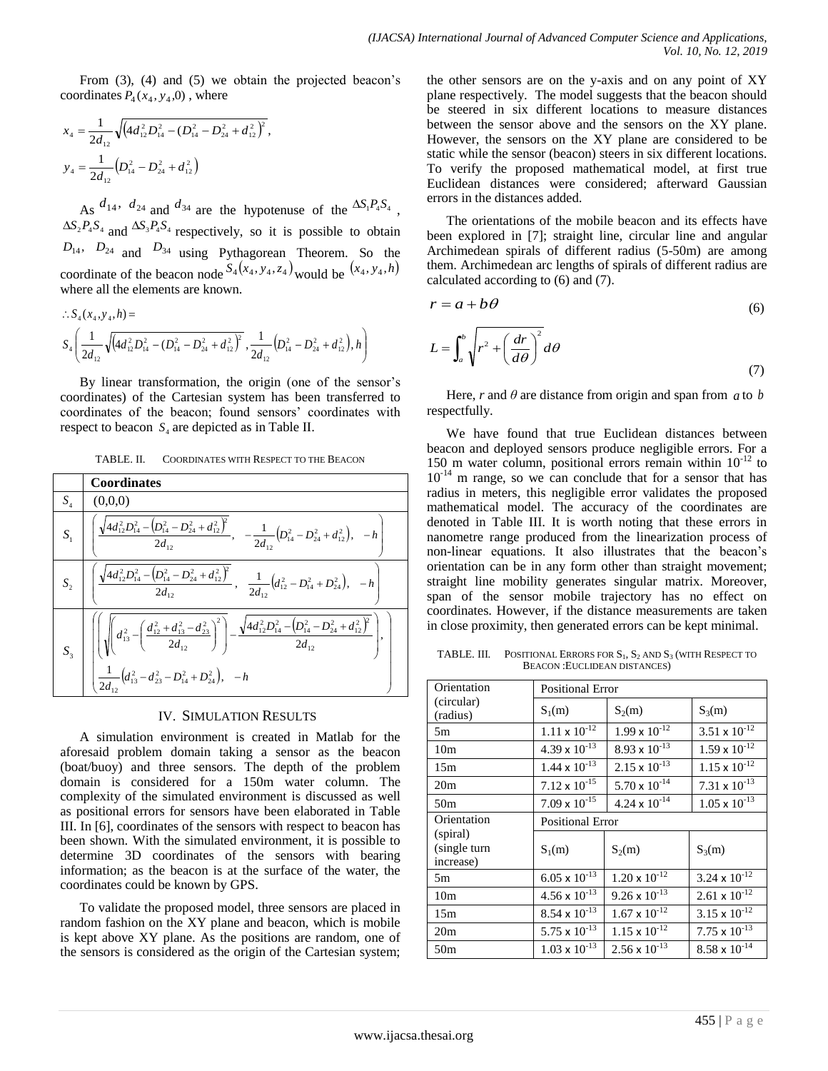From (3), (4) and (5) we obtain the projected beacon's coordinates $P_4(x_4, y_4, 0)$, where

$$x_4 = \frac{1}{2d_{12}}\sqrt{\left(4d_{12}^2 D_{14}^2 - (D_{14}^2 - D_{24}^2 + d_{12}^2)^2\right)},$$

$$y_4 = \frac{1}{2d_{12}}\left(D_{14}^2 - D_{24}^2 + d_{12}^2\right)$$

As $d_{14}$, $d_{24}$ and $d_{34}$ are the hypotenuse of the $\Delta S_1P_4S_4$, $\Delta S_2P_4S_4$ and $\Delta S_3P_4S_4$ respectively, so it is possible to obtain $D_{14}$, $D_{24}$ and $D_{34}$ using Pythagorean Theorem. So the coordinate of the beacon node $S_4(x_4, y_4, z_4)$ would be $(x_4, y_4, h)$ where all the elements are known.

$$\therefore S_4(x_4, y_4, h) =$$

$$S_4\left(\frac{1}{2d_{12}}\sqrt{\left(4d_{12}^2 D_{14}^2 - (D_{14}^2 - D_{24}^2 + d_{12}^2)^2\right)}, \frac{1}{2d_{12}}\left(D_{14}^2 - D_{24}^2 + d_{12}^2\right), h\right)$$

By linear transformation, the origin (one of the sensor's coordinates) of the Cartesian system has been transferred to coordinates of the beacon; found sensors' coordinates with respect to beacon $S_4$ are depicted as in Table II.

TABLE. II. COORDINATES WITH RESPECT TO THE BEACON

| | **Coordinates** |
|---|---|
| $S_4$ | $(0,0,0)$ |
| $S_1$ | $\left(\frac{\sqrt{4d_{12}^2 D_{14}^2 - \left(D_{14}^2 - D_{24}^2 + d_{12}^2\right)^2}}{2d_{12}}, \quad -\frac{1}{2d_{12}}\left(D_{14}^2 - D_{24}^2 + d_{12}^2\right), \quad -h\right)$ |
| $S_2$ | $\left(\frac{\sqrt{4d_{12}^2 D_{14}^2 - \left(D_{14}^2 - D_{24}^2 + d_{12}^2\right)^2}}{2d_{12}}, \quad \frac{1}{2d_{12}}\left(d_{12}^2 - D_{14}^2 + D_{24}^2\right), \quad -h\right)$ |
| $S_3$ | $\left(\left(\sqrt{\left(d_{13}^2 - \left(\frac{d_{12}^2 + d_{13}^2 - d_{23}^2}{2d_{12}}\right)^2\right)} - \frac{\sqrt{4d_{12}^2 D_{14}^2 - \left(D_{14}^2 - D_{24}^2 + d_{12}^2\right)^2}}{2d_{12}}\right), \quad \frac{1}{2d_{12}}\left(d_{13}^2 - d_{23}^2 - D_{14}^2 + D_{24}^2\right), \quad -h\right)$ |

## IV. SIMULATION RESULTS

A simulation environment is created in Matlab for the aforesaid problem domain taking a sensor as the beacon (boat/buoy) and three sensors. The depth of the problem domain is considered for a 150m water column. The complexity of the simulated environment is discussed as well as positional errors for sensors have been elaborated in Table III. In [6], coordinates of the sensors with respect to beacon has been shown. With the simulated environment, it is possible to determine 3D coordinates of the sensors with bearing information; as the beacon is at the surface of the water, the coordinates could be known by GPS.

To validate the proposed model, three sensors are placed in random fashion on the XY plane and beacon, which is mobile is kept above XY plane. As the positions are random, one of the sensors is considered as the origin of the Cartesian system; the other sensors are on the y-axis and on any point of XY plane respectively. The model suggests that the beacon should be steered in six different locations to measure distances between the sensor above and the sensors on the XY plane. However, the sensors on the XY plane are considered to be static while the sensor (beacon) steers in six different locations. To verify the proposed mathematical model, at first true Euclidean distances were considered; afterward Gaussian errors in the distances added.

The orientations of the mobile beacon and its effects have been explored in [7]; straight line, circular line and angular Archimedean spirals of different radius (5-50m) are among them. Archimedean arc lengths of spirals of different radius are calculated according to (6) and (7).

$$r = a + b\theta \tag{6}$$

$$L = \int_a^b \sqrt{r^2 + \left(\frac{dr}{d\theta}\right)^2}\, d\theta \tag{7}$$

Here, *r* and $\theta$ are distance from origin and span from $a$ to $b$ respectfully.

We have found that true Euclidean distances between beacon and deployed sensors produce negligible errors. For a 150 m water column, positional errors remain within $10^{-12}$ to $10^{-14}$ m range, so we can conclude that for a sensor that has radius in meters, this negligible error validates the proposed mathematical model. The accuracy of the coordinates are denoted in Table III. It is worth noting that these errors in nanometre range produced from the linearization process of non-linear equations. It also illustrates that the beacon's orientation can be in any form other than straight movement; straight line mobility generates singular matrix. Moreover, span of the sensor mobile trajectory has no effect on coordinates. However, if the distance measurements are taken in close proximity, then generated errors can be kept minimal.

TABLE. III. POSITIONAL ERRORS FOR $S_1$, $S_2$ AND $S_3$ (WITH RESPECT TO BEACON :EUCLIDEAN DISTANCES)

| Orientation (circular) (radius) | Positional Error | | |
|---|---|---|---|
| | $S_1$(m) | $S_2$(m) | $S_3$(m) |
| 5m | $1.11 \times 10^{-12}$ | $1.99 \times 10^{-12}$ | $3.51 \times 10^{-12}$ |
| 10m | $4.39 \times 10^{-13}$ | $8.93 \times 10^{-13}$ | $1.59 \times 10^{-12}$ |
| 15m | $1.44 \times 10^{-13}$ | $2.15 \times 10^{-13}$ | $1.15 \times 10^{-12}$ |
| 20m | $7.12 \times 10^{-15}$ | $5.70 \times 10^{-14}$ | $7.31 \times 10^{-13}$ |
| 50m | $7.09 \times 10^{-15}$ | $4.24 \times 10^{-14}$ | $1.05 \times 10^{-13}$ |
| Orientation (spiral) (single turn increase) | Positional Error | | |
| | $S_1$(m) | $S_2$(m) | $S_3$(m) |
| 5m | $6.05 \times 10^{-13}$ | $1.20 \times 10^{-12}$ | $3.24 \times 10^{-12}$ |
| 10m | $4.56 \times 10^{-13}$ | $9.26 \times 10^{-13}$ | $2.61 \times 10^{-12}$ |
| 15m | $8.54 \times 10^{-13}$ | $1.67 \times 10^{-12}$ | $3.15 \times 10^{-12}$ |
| 20m | $5.75 \times 10^{-13}$ | $1.15 \times 10^{-12}$ | $7.75 \times 10^{-13}$ |
| 50m | $1.03 \times 10^{-13}$ | $2.56 \times 10^{-13}$ | $8.58 \times 10^{-14}$ |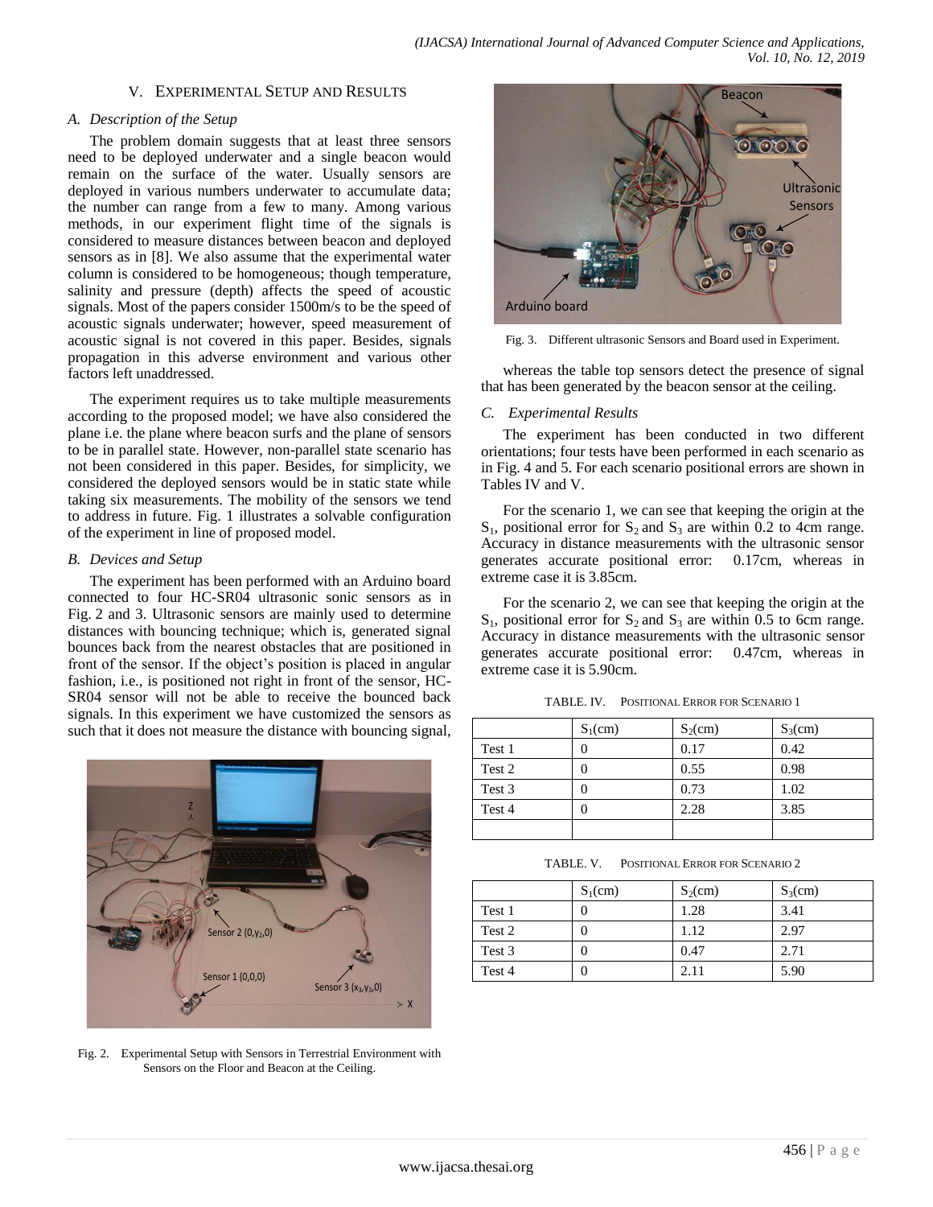## V. EXPERIMENTAL SETUP AND RESULTS

### *A. Description of the Setup*

The problem domain suggests that at least three sensors need to be deployed underwater and a single beacon would remain on the surface of the water. Usually sensors are deployed in various numbers underwater to accumulate data; the number can range from a few to many. Among various methods, in our experiment flight time of the signals is considered to measure distances between beacon and deployed sensors as in [8]. We also assume that the experimental water column is considered to be homogeneous; though temperature, salinity and pressure (depth) affects the speed of acoustic signals. Most of the papers consider 1500m/s to be the speed of acoustic signals underwater; however, speed measurement of acoustic signal is not covered in this paper. Besides, signals propagation in this adverse environment and various other factors left unaddressed.

The experiment requires us to take multiple measurements according to the proposed model; we have also considered the plane i.e. the plane where beacon surfs and the plane of sensors to be in parallel state. However, non-parallel state scenario has not been considered in this paper. Besides, for simplicity, we considered the deployed sensors would be in static state while taking six measurements. The mobility of the sensors we tend to address in future. Fig. 1 illustrates a solvable configuration of the experiment in line of proposed model.

### *B. Devices and Setup*

The experiment has been performed with an Arduino board connected to four HC-SR04 ultrasonic sonic sensors as in Fig. 2 and 3. Ultrasonic sensors are mainly used to determine distances with bouncing technique; which is, generated signal bounces back from the nearest obstacles that are positioned in front of the sensor. If the object's position is placed in angular fashion, i.e., is positioned not right in front of the sensor, HC-SR04 sensor will not be able to receive the bounced back signals. In this experiment we have customized the sensors as such that it does not measure the distance with bouncing signal, whereas the table top sensors detect the presence of signal that has been generated by the beacon sensor at the ceiling.

Fig. 2. Experimental Setup with Sensors in Terrestrial Environment with Sensors on the Floor and Beacon at the Ceiling.

Fig. 3. Different ultrasonic Sensors and Board used in Experiment.

### *C. Experimental Results*

The experiment has been conducted in two different orientations; four tests have been performed in each scenario as in Fig. 4 and 5. For each scenario positional errors are shown in Tables IV and V.

For the scenario 1, we can see that keeping the origin at the $S_1$, positional error for $S_2$ and $S_3$ are within 0.2 to 4cm range. Accuracy in distance measurements with the ultrasonic sensor generates accurate positional error: 0.17cm, whereas in extreme case it is 3.85cm.

For the scenario 2, we can see that keeping the origin at the $S_1$, positional error for $S_2$ and $S_3$ are within 0.5 to 6cm range. Accuracy in distance measurements with the ultrasonic sensor generates accurate positional error: 0.47cm, whereas in extreme case it is 5.90cm.

TABLE. IV. POSITIONAL ERROR FOR SCENARIO 1

| | $S_1$(cm) | $S_2$(cm) | $S_3$(cm) |
|---|---|---|---|
| Test 1 | 0 | 0.17 | 0.42 |
| Test 2 | 0 | 0.55 | 0.98 |
| Test 3 | 0 | 0.73 | 1.02 |
| Test 4 | 0 | 2.28 | 3.85 |
| | | | |

TABLE. V. POSITIONAL ERROR FOR SCENARIO 2

| | $S_1$(cm) | $S_2$(cm) | $S_3$(cm) |
|---|---|---|---|
| Test 1 | 0 | 1.28 | 3.41 |
| Test 2 | 0 | 1.12 | 2.97 |
| Test 3 | 0 | 0.47 | 2.71 |
| Test 4 | 0 | 2.11 | 5.90 |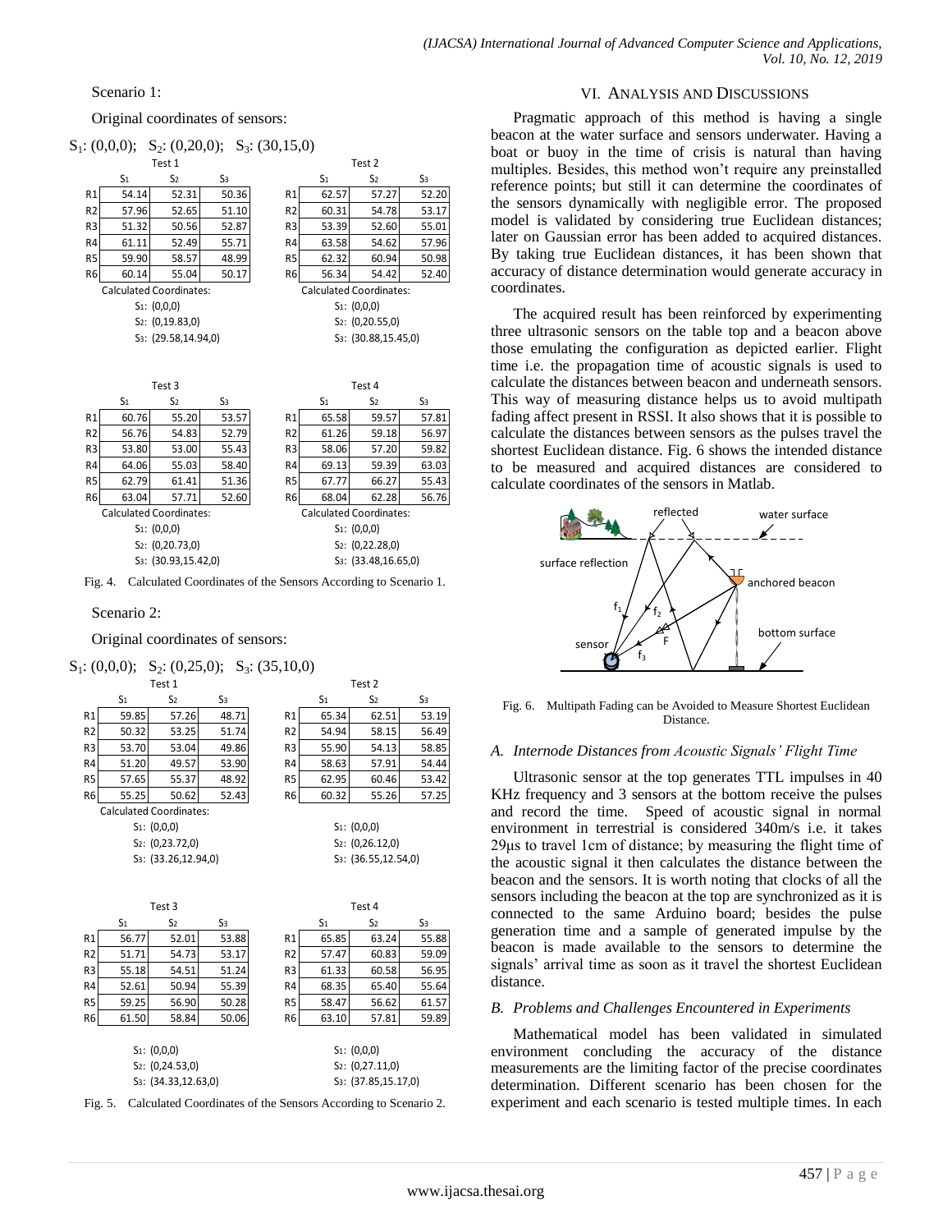Scenario 1:

Original coordinates of sensors:

$S_1$: (0,0,0); $S_2$: (0,20,0); $S_3$: (30,15,0)

Test 1

| | $S_1$ | $S_2$ | $S_3$ |
|---|---|---|---|
| R1 | 54.14 | 52.31 | 50.36 |
| R2 | 57.96 | 52.65 | 51.10 |
| R3 | 51.32 | 50.56 | 52.87 |
| R4 | 61.11 | 52.49 | 55.71 |
| R5 | 59.90 | 58.57 | 48.99 |
| R6 | 60.14 | 55.04 | 50.17 |

Calculated Coordinates:

$S_1$: (0,0,0)

$S_2$: (0,19.83,0)

$S_3$: (29.58,14.94,0)

Test 2

| | $S_1$ | $S_2$ | $S_3$ |
|---|---|---|---|
| R1 | 62.57 | 57.27 | 52.20 |
| R2 | 60.31 | 54.78 | 53.17 |
| R3 | 53.39 | 52.60 | 55.01 |
| R4 | 63.58 | 54.62 | 57.96 |
| R5 | 62.32 | 60.94 | 50.98 |
| R6 | 56.34 | 54.42 | 52.40 |

Calculated Coordinates:

$S_1$: (0,0,0)

$S_2$: (0,20.55,0)

$S_3$: (30.88,15.45,0)

Test 3

| | $S_1$ | $S_2$ | $S_3$ |
|---|---|---|---|
| R1 | 60.76 | 55.20 | 53.57 |
| R2 | 56.76 | 54.83 | 52.79 |
| R3 | 53.80 | 53.00 | 55.43 |
| R4 | 64.06 | 55.03 | 58.40 |
| R5 | 62.79 | 61.41 | 51.36 |
| R6 | 63.04 | 57.71 | 52.60 |

Calculated Coordinates:

$S_1$: (0,0,0)

$S_2$: (0,20.73,0)

$S_3$: (30.93,15.42,0)

Test 4

| | $S_1$ | $S_2$ | $S_3$ |
|---|---|---|---|
| R1 | 65.58 | 59.57 | 57.81 |
| R2 | 61.26 | 59.18 | 56.97 |
| R3 | 58.06 | 57.20 | 59.82 |
| R4 | 69.13 | 59.39 | 63.03 |
| R5 | 67.77 | 66.27 | 55.43 |
| R6 | 68.04 | 62.28 | 56.76 |

Calculated Coordinates:

$S_1$: (0,0,0)

$S_2$: (0,22.28,0)

$S_3$: (33.48,16.65,0)

Fig. 4. Calculated Coordinates of the Sensors According to Scenario 1.

Scenario 2:

Original coordinates of sensors:

$S_1$: (0,0,0); $S_2$: (0,25,0); $S_3$: (35,10,0)

Test 1

| | $S_1$ | $S_2$ | $S_3$ |
|---|---|---|---|
| R1 | 59.85 | 57.26 | 48.71 |
| R2 | 50.32 | 53.25 | 51.74 |
| R3 | 53.70 | 53.04 | 49.86 |
| R4 | 51.20 | 49.57 | 53.90 |
| R5 | 57.65 | 55.37 | 48.92 |
| R6 | 55.25 | 50.62 | 52.43 |

Calculated Coordinates:

$S_1$: (0,0,0)

$S_2$: (0,23.72,0)

$S_3$: (33.26,12.94,0)

Test 2

| | $S_1$ | $S_2$ | $S_3$ |
|---|---|---|---|
| R1 | 65.34 | 62.51 | 53.19 |
| R2 | 54.94 | 58.15 | 56.49 |
| R3 | 55.90 | 54.13 | 58.85 |
| R4 | 58.63 | 57.91 | 54.44 |
| R5 | 62.95 | 60.46 | 53.42 |
| R6 | 60.32 | 55.26 | 57.25 |

$S_1$: (0,0,0)

$S_2$: (0,26.12,0)

$S_3$: (36.55,12.54,0)

Test 3

| | $S_1$ | $S_2$ | $S_3$ |
|---|---|---|---|
| R1 | 56.77 | 52.01 | 53.88 |
| R2 | 51.71 | 54.73 | 53.17 |
| R3 | 55.18 | 54.51 | 51.24 |
| R4 | 52.61 | 50.94 | 55.39 |
| R5 | 59.25 | 56.90 | 50.28 |
| R6 | 61.50 | 58.84 | 50.06 |

$S_1$: (0,0,0)

$S_2$: (0,24.53,0)

$S_3$: (34.33,12.63,0)

Test 4

| | $S_1$ | $S_2$ | $S_3$ |
|---|---|---|---|
| R1 | 65.85 | 63.24 | 55.88 |
| R2 | 57.47 | 60.83 | 59.09 |
| R3 | 61.33 | 60.58 | 56.95 |
| R4 | 68.35 | 65.40 | 55.64 |
| R5 | 58.47 | 56.62 | 61.57 |
| R6 | 63.10 | 57.81 | 59.89 |

$S_1$: (0,0,0)

$S_2$: (0,27.11,0)

$S_3$: (37.85,15.17,0)

Fig. 5. Calculated Coordinates of the Sensors According to Scenario 2.

## VI. Analysis and Discussions

Pragmatic approach of this method is having a single beacon at the water surface and sensors underwater. Having a boat or buoy in the time of crisis is natural than having multiples. Besides, this method won't require any preinstalled reference points; but still it can determine the coordinates of the sensors dynamically with negligible error. The proposed model is validated by considering true Euclidean distances; later on Gaussian error has been added to acquired distances. By taking true Euclidean distances, it has been shown that accuracy of distance determination would generate accuracy in coordinates.

The acquired result has been reinforced by experimenting three ultrasonic sensors on the table top and a beacon above those emulating the configuration as depicted earlier. Flight time i.e. the propagation time of acoustic signals is used to calculate the distances between beacon and underneath sensors. This way of measuring distance helps us to avoid multipath fading affect present in RSSI. It also shows that it is possible to calculate the distances between sensors as the pulses travel the shortest Euclidean distance. Fig. 6 shows the intended distance to be measured and acquired distances are considered to calculate coordinates of the sensors in Matlab.

Fig. 6. Multipath Fading can be Avoided to Measure Shortest Euclidean Distance.

### A. Internode Distances from Acoustic Signals' Flight Time

Ultrasonic sensor at the top generates TTL impulses in 40 KHz frequency and 3 sensors at the bottom receive the pulses and record the time. Speed of acoustic signal in normal environment in terrestrial is considered 340m/s i.e. it takes 29μs to travel 1cm of distance; by measuring the flight time of the acoustic signal it then calculates the distance between the beacon and the sensors. It is worth noting that clocks of all the sensors including the beacon at the top are synchronized as it is connected to the same Arduino board; besides the pulse generation time and a sample of generated impulse by the beacon is made available to the sensors to determine the signals' arrival time as soon as it travel the shortest Euclidean distance.

### B. Problems and Challenges Encountered in Experiments

Mathematical model has been validated in simulated environment concluding the accuracy of the distance measurements are the limiting factor of the precise coordinates determination. Different scenario has been chosen for the experiment and each scenario is tested multiple times. In each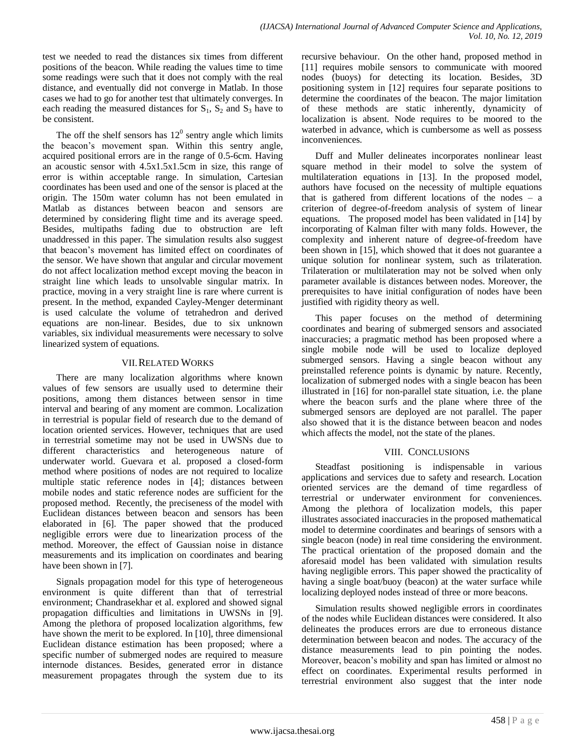test we needed to read the distances six times from different positions of the beacon. While reading the values time to time some readings were such that it does not comply with the real distance, and eventually did not converge in Matlab. In those cases we had to go for another test that ultimately converges. In each reading the measured distances for $S_1$, $S_2$ and $S_3$ have to be consistent.

The off the shelf sensors has $12^0$ sentry angle which limits the beacon's movement span. Within this sentry angle, acquired positional errors are in the range of 0.5-6cm. Having an acoustic sensor with 4.5x1.5x1.5cm in size, this range of error is within acceptable range. In simulation, Cartesian coordinates has been used and one of the sensor is placed at the origin. The 150m water column has not been emulated in Matlab as distances between beacon and sensors are determined by considering flight time and its average speed. Besides, multipaths fading due to obstruction are left unaddressed in this paper. The simulation results also suggest that beacon's movement has limited effect on coordinates of the sensor. We have shown that angular and circular movement do not affect localization method except moving the beacon in straight line which leads to unsolvable singular matrix. In practice, moving in a very straight line is rare where current is present. In the method, expanded Cayley-Menger determinant is used calculate the volume of tetrahedron and derived equations are non-linear. Besides, due to six unknown variables, six individual measurements were necessary to solve linearized system of equations.

## VII. Related Works

There are many localization algorithms where known values of few sensors are usually used to determine their positions, among them distances between sensor in time interval and bearing of any moment are common. Localization in terrestrial is popular field of research due to the demand of location oriented services. However, techniques that are used in terrestrial sometime may not be used in UWSNs due to different characteristics and heterogeneous nature of underwater world. Guevara et al. proposed a closed-form method where positions of nodes are not required to localize multiple static reference nodes in [4]; distances between mobile nodes and static reference nodes are sufficient for the proposed method. Recently, the preciseness of the model with Euclidean distances between beacon and sensors has been elaborated in [6]. The paper showed that the produced negligible errors were due to linearization process of the method. Moreover, the effect of Gaussian noise in distance measurements and its implication on coordinates and bearing have been shown in [7].

Signals propagation model for this type of heterogeneous environment is quite different than that of terrestrial environment; Chandrasekhar et al. explored and showed signal propagation difficulties and limitations in UWSNs in [9]. Among the plethora of proposed localization algorithms, few have shown the merit to be explored. In [10], three dimensional Euclidean distance estimation has been proposed; where a specific number of submerged nodes are required to measure internode distances. Besides, generated error in distance measurement propagates through the system due to its recursive behaviour. On the other hand, proposed method in [11] requires mobile sensors to communicate with moored nodes (buoys) for detecting its location. Besides, 3D positioning system in [12] requires four separate positions to determine the coordinates of the beacon. The major limitation of these methods are static inherently, dynamicity of localization is absent. Node requires to be moored to the waterbed in advance, which is cumbersome as well as possess inconveniences.

Duff and Muller delineates incorporates nonlinear least square method in their model to solve the system of multilateration equations in [13]. In the proposed model, authors have focused on the necessity of multiple equations that is gathered from different locations of the nodes – a criterion of degree-of-freedom analysis of system of linear equations. The proposed model has been validated in [14] by incorporating of Kalman filter with many folds. However, the complexity and inherent nature of degree-of-freedom have been shown in [15], which showed that it does not guarantee a unique solution for nonlinear system, such as trilateration. Trilateration or multilateration may not be solved when only parameter available is distances between nodes. Moreover, the prerequisites to have initial configuration of nodes have been justified with rigidity theory as well.

This paper focuses on the method of determining coordinates and bearing of submerged sensors and associated inaccuracies; a pragmatic method has been proposed where a single mobile node will be used to localize deployed submerged sensors. Having a single beacon without any preinstalled reference points is dynamic by nature. Recently, localization of submerged nodes with a single beacon has been illustrated in [16] for non-parallel state situation, i.e. the plane where the beacon surfs and the plane where three of the submerged sensors are deployed are not parallel. The paper also showed that it is the distance between beacon and nodes which affects the model, not the state of the planes.

## VIII. Conclusions

Steadfast positioning is indispensable in various applications and services due to safety and research. Location oriented services are the demand of time regardless of terrestrial or underwater environment for conveniences. Among the plethora of localization models, this paper illustrates associated inaccuracies in the proposed mathematical model to determine coordinates and bearings of sensors with a single beacon (node) in real time considering the environment. The practical orientation of the proposed domain and the aforesaid model has been validated with simulation results having negligible errors. This paper showed the practicality of having a single boat/buoy (beacon) at the water surface while localizing deployed nodes instead of three or more beacons.

Simulation results showed negligible errors in coordinates of the nodes while Euclidean distances were considered. It also delineates the produces errors are due to erroneous distance determination between beacon and nodes. The accuracy of the distance measurements lead to pin pointing the nodes. Moreover, beacon's mobility and span has limited or almost no effect on coordinates. Experimental results performed in terrestrial environment also suggest that the inter node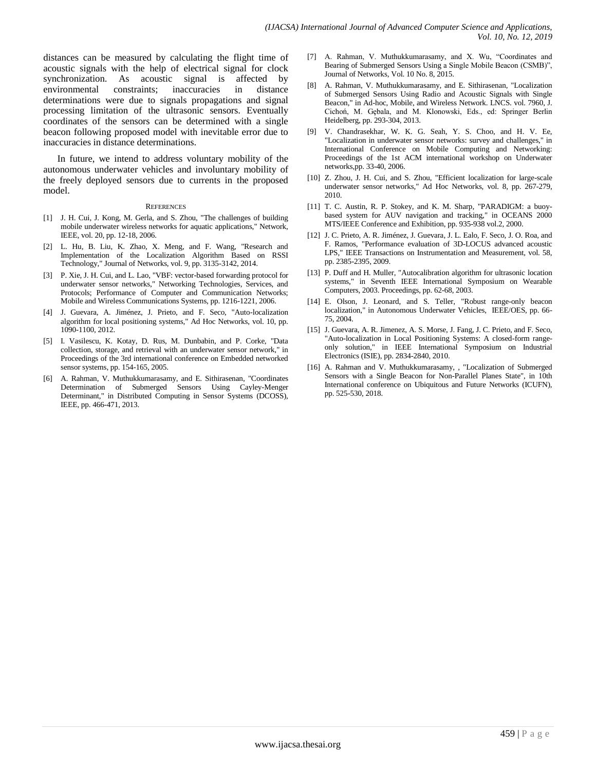distances can be measured by calculating the flight time of acoustic signals with the help of electrical signal for clock synchronization. As acoustic signal is affected by environmental constraints; inaccuracies in distance determinations were due to signals propagations and signal processing limitation of the ultrasonic sensors. Eventually coordinates of the sensors can be determined with a single beacon following proposed model with inevitable error due to inaccuracies in distance determinations.

In future, we intend to address voluntary mobility of the autonomous underwater vehicles and involuntary mobility of the freely deployed sensors due to currents in the proposed model.

## References

[1] J. H. Cui, J. Kong, M. Gerla, and S. Zhou, "The challenges of building mobile underwater wireless networks for aquatic applications," Network, IEEE, vol. 20, pp. 12-18, 2006.

[2] L. Hu, B. Liu, K. Zhao, X. Meng, and F. Wang, "Research and Implementation of the Localization Algorithm Based on RSSI Technology," Journal of Networks, vol. 9, pp. 3135-3142, 2014.

[3] P. Xie, J. H. Cui, and L. Lao, "VBF: vector-based forwarding protocol for underwater sensor networks," Networking Technologies, Services, and Protocols; Performance of Computer and Communication Networks; Mobile and Wireless Communications Systems, pp. 1216-1221, 2006.

[4] J. Guevara, A. Jiménez, J. Prieto, and F. Seco, "Auto-localization algorithm for local positioning systems," Ad Hoc Networks, vol. 10, pp. 1090-1100, 2012.

[5] I. Vasilescu, K. Kotay, D. Rus, M. Dunbabin, and P. Corke, "Data collection, storage, and retrieval with an underwater sensor network," in Proceedings of the 3rd international conference on Embedded networked sensor systems, pp. 154-165, 2005.

[6] A. Rahman, V. Muthukkumarasamy, and E. Sithirasenan, "Coordinates Determination of Submerged Sensors Using Cayley-Menger Determinant," in Distributed Computing in Sensor Systems (DCOSS), IEEE, pp. 466-471, 2013.

[7] A. Rahman, V. Muthukkumarasamy, and X. Wu, "Coordinates and Bearing of Submerged Sensors Using a Single Mobile Beacon (CSMB)", Journal of Networks, Vol. 10 No. 8, 2015.

[8] A. Rahman, V. Muthukkumarasamy, and E. Sithirasenan, "Localization of Submerged Sensors Using Radio and Acoustic Signals with Single Beacon," in Ad-hoc, Mobile, and Wireless Network. LNCS. vol. 7960, J. Cichoń, M. Gębala, and M. Klonowski, Eds., ed: Springer Berlin Heidelberg, pp. 293-304, 2013.

[9] V. Chandrasekhar, W. K. G. Seah, Y. S. Choo, and H. V. Ee, "Localization in underwater sensor networks: survey and challenges," in International Conference on Mobile Computing and Networking: Proceedings of the 1st ACM international workshop on Underwater networks,pp. 33-40, 2006.

[10] Z. Zhou, J. H. Cui, and S. Zhou, "Efficient localization for large-scale underwater sensor networks," Ad Hoc Networks, vol. 8, pp. 267-279, 2010.

[11] T. C. Austin, R. P. Stokey, and K. M. Sharp, "PARADIGM: a buoy-based system for AUV navigation and tracking," in OCEANS 2000 MTS/IEEE Conference and Exhibition, pp. 935-938 vol.2, 2000.

[12] J. C. Prieto, A. R. Jiménez, J. Guevara, J. L. Ealo, F. Seco, J. O. Roa, and F. Ramos, "Performance evaluation of 3D-LOCUS advanced acoustic LPS," IEEE Transactions on Instrumentation and Measurement, vol. 58, pp. 2385-2395, 2009.

[13] P. Duff and H. Muller, "Autocalibration algorithm for ultrasonic location systems," in Seventh IEEE International Symposium on Wearable Computers, 2003. Proceedings, pp. 62-68, 2003.

[14] E. Olson, J. Leonard, and S. Teller, "Robust range-only beacon localization," in Autonomous Underwater Vehicles, IEEE/OES, pp. 66-75, 2004.

[15] J. Guevara, A. R. Jimenez, A. S. Morse, J. Fang, J. C. Prieto, and F. Seco, "Auto-localization in Local Positioning Systems: A closed-form range-only solution," in IEEE International Symposium on Industrial Electronics (ISIE), pp. 2834-2840, 2010.

[16] A. Rahman and V. Muthukkumarasamy, , "Localization of Submerged Sensors with a Single Beacon for Non-Parallel Planes State", in 10th International conference on Ubiquitous and Future Networks (ICUFN), pp. 525-530, 2018.